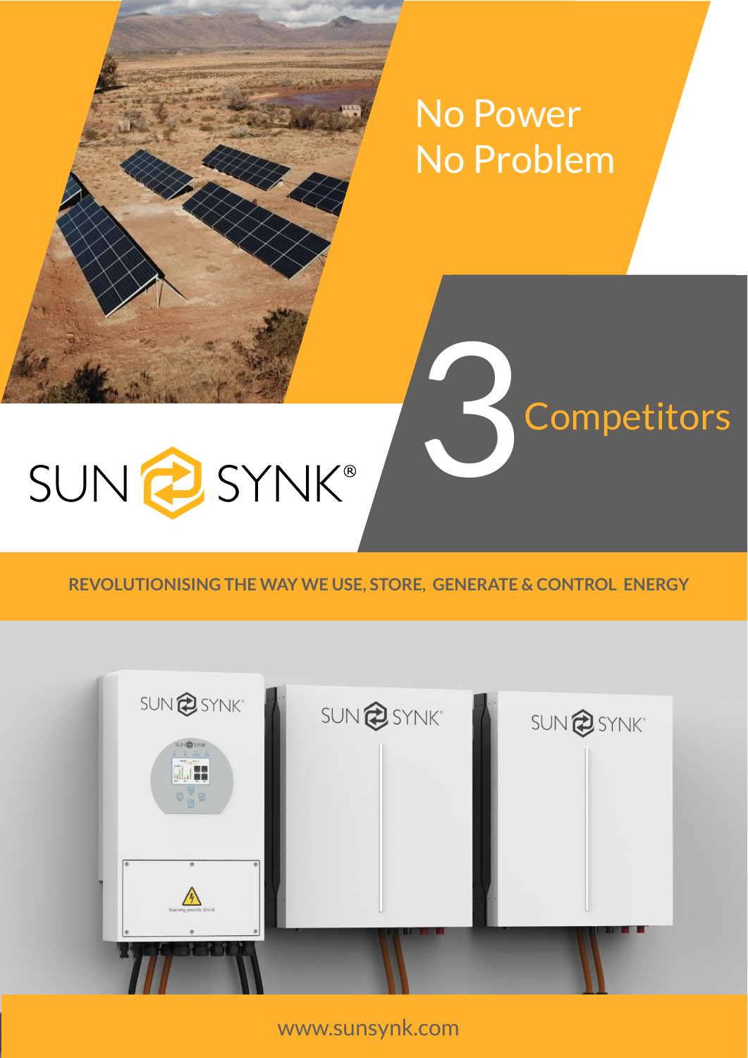# No Power No Problem

# 3 Competitors

SUNSYNK®

**REVOLUTIONISING THE WAY WE USE, STORE, GENERATE & CONTROL ENERGY**

www.sunsynk.com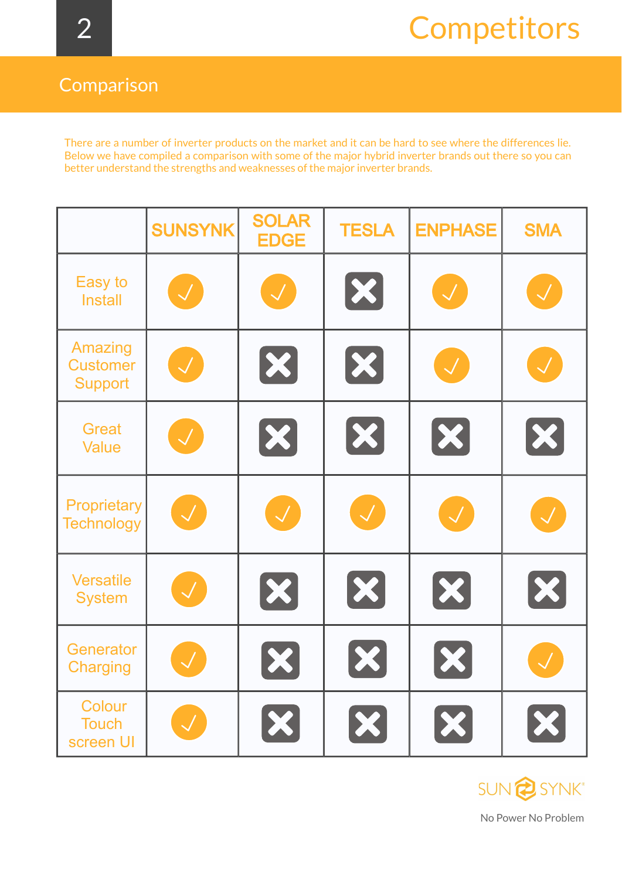# Competitors

## Comparison

There are a number of inverter products on the market and it can be hard to see where the differences lie. Below we have compiled a comparison with some of the major hybrid inverter brands out there so you can better understand the strengths and weaknesses of the major inverter brands.

| | SUNSYNK | SOLAR EDGE | TESLA | ENPHASE | SMA |
|---|---|---|---|---|---|
| Easy to Install | ✓ | ✓ | ✗ | ✓ | ✓ |
| Amazing Customer Support | ✓ | ✗ | ✗ | ✓ | ✓ |
| Great Value | ✓ | ✗ | ✗ | ✗ | ✗ |
| Proprietary Technology | ✓ | ✓ | ✓ | ✓ | ✓ |
| Versatile System | ✓ | ✗ | ✗ | ✗ | ✗ |
| Generator Charging | ✓ | ✗ | ✗ | ✗ | ✓ |
| Colour Touch screen UI | ✓ | ✗ | ✗ | ✗ | ✗ |

SUNSYNK

No Power No Problem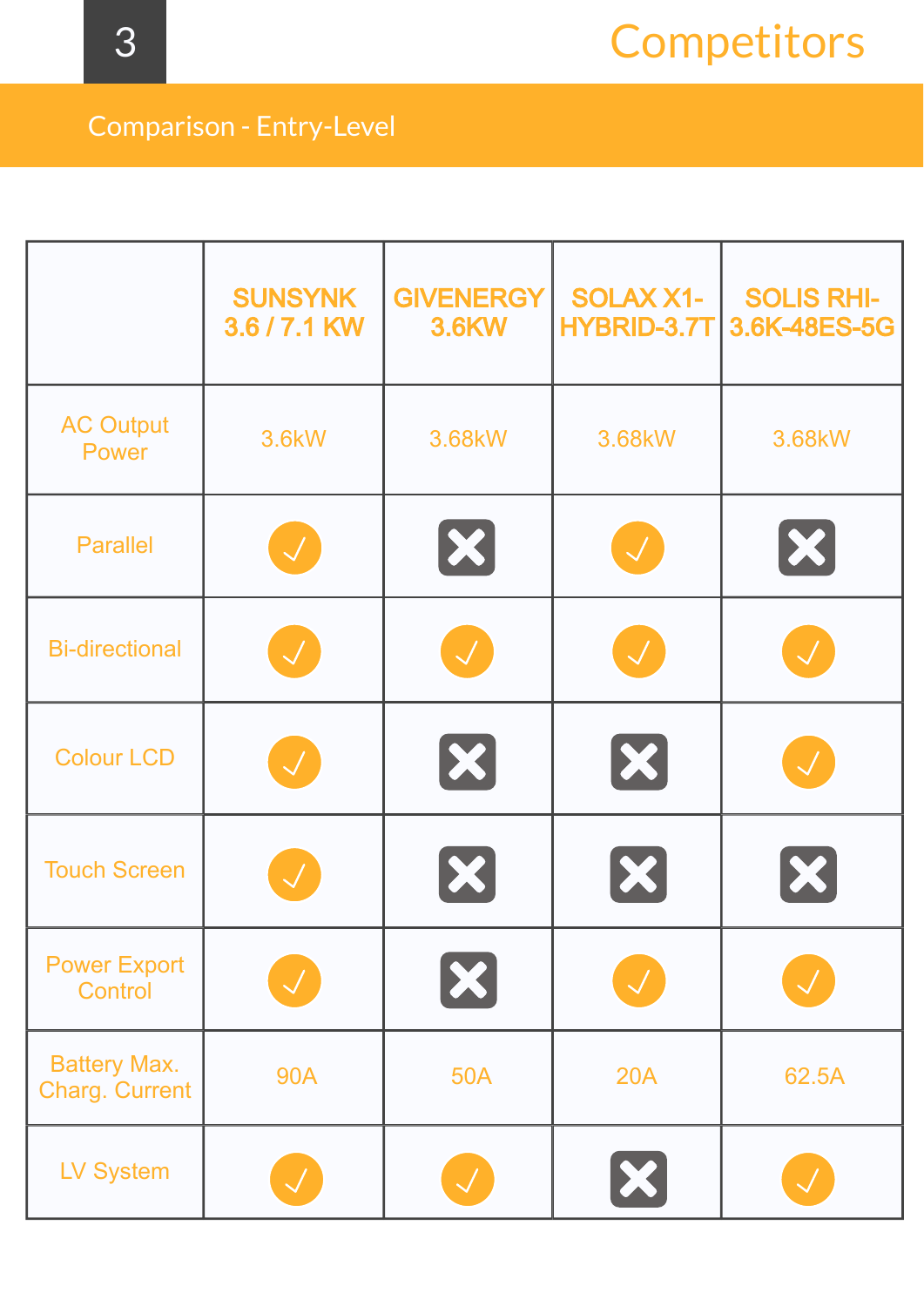# Competitors

## Comparison - Entry-Level

| | SUNSYNK 3.6 / 7.1 KW | GIVENERGY 3.6KW | SOLAX X1-HYBRID-3.7T | SOLIS RHI-3.6K-48ES-5G |
|---|---|---|---|---|
| AC Output Power | 3.6kW | 3.68kW | 3.68kW | 3.68kW |
| Parallel | ✓ | ✗ | ✓ | ✗ |
| Bi-directional | ✓ | ✓ | ✓ | ✓ |
| Colour LCD | ✓ | ✗ | ✗ | ✓ |
| Touch Screen | ✓ | ✗ | ✗ | ✗ |
| Power Export Control | ✓ | ✗ | ✓ | ✓ |
| Battery Max. Charg. Current | 90A | 50A | 20A | 62.5A |
| LV System | ✓ | ✓ | ✗ | ✓ |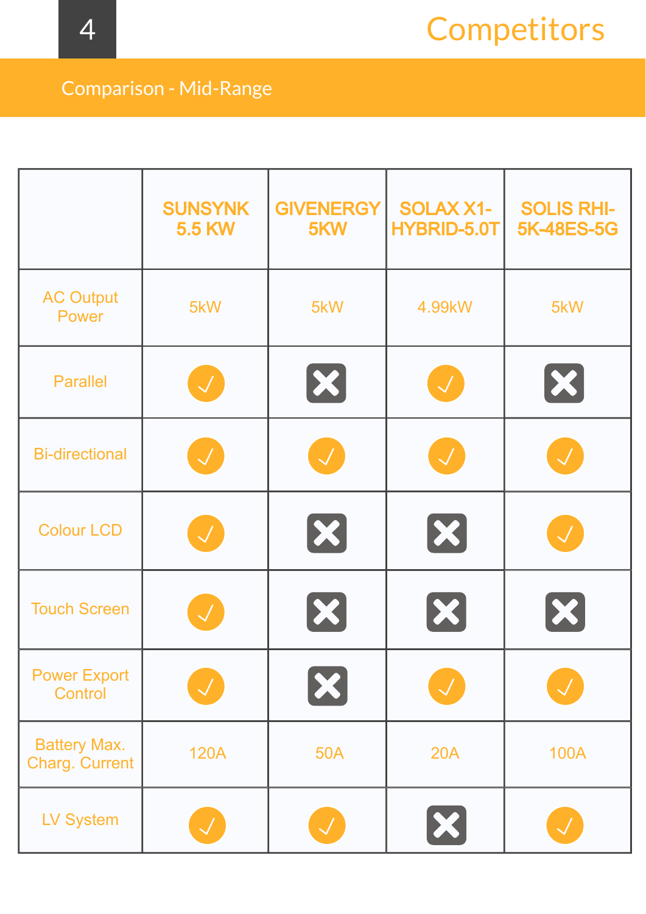# Competitors

## Comparison - Mid-Range

| | SUNSYNK 5.5 KW | GIVENERGY 5KW | SOLAX X1-HYBRID-5.0T | SOLIS RHI-5K-48ES-5G |
|---|---|---|---|---|
| AC Output Power | 5kW | 5kW | 4.99kW | 5kW |
| Parallel | ✓ | ✗ | ✓ | ✗ |
| Bi-directional | ✓ | ✓ | ✓ | ✓ |
| Colour LCD | ✓ | ✗ | ✗ | ✓ |
| Touch Screen | ✓ | ✗ | ✗ | ✗ |
| Power Export Control | ✓ | ✗ | ✓ | ✓ |
| Battery Max. Charg. Current | 120A | 50A | 20A | 100A |
| LV System | ✓ | ✓ | ✗ | ✓ |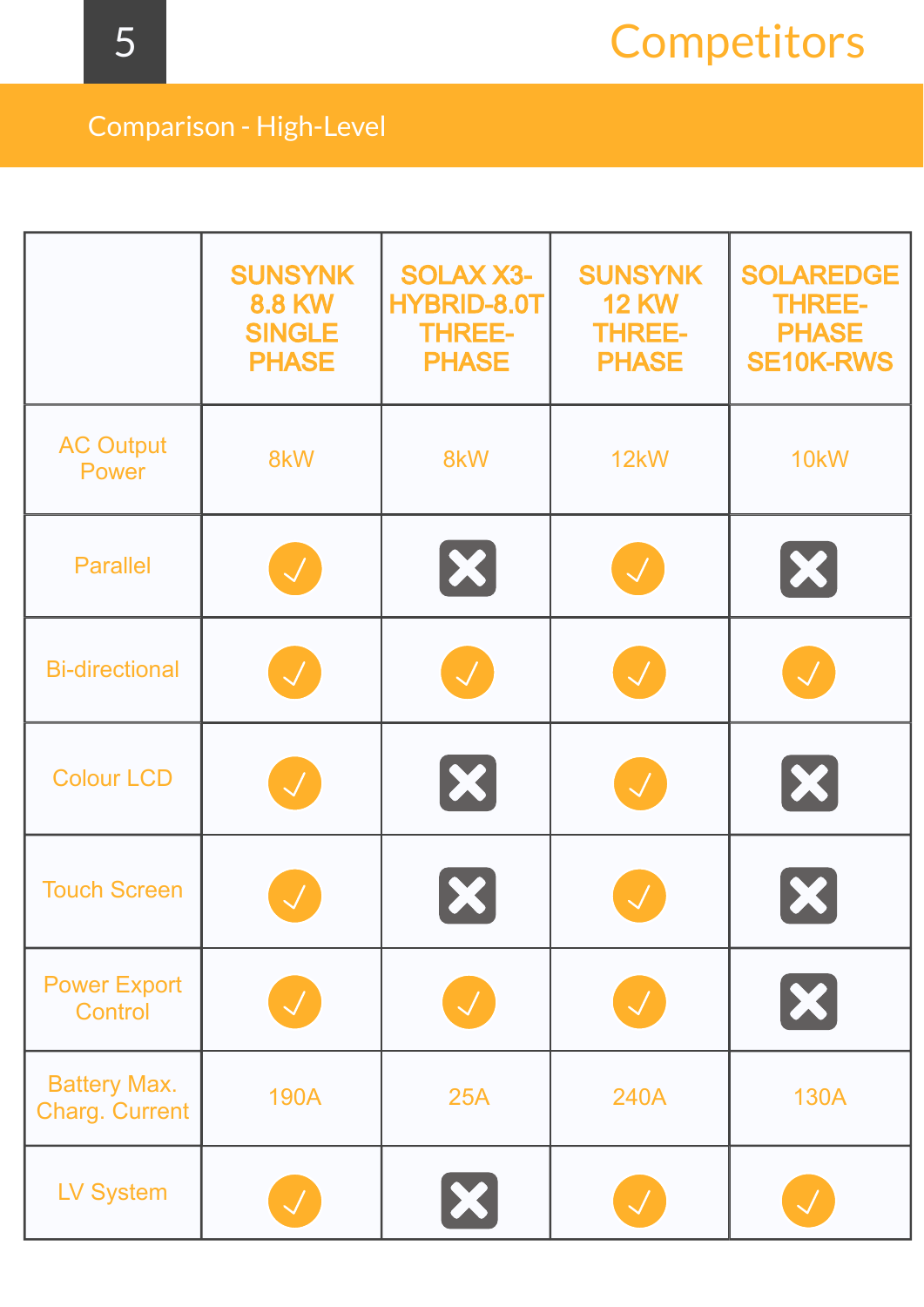# Competitors

## Comparison - High-Level

| | SUNSYNK 8.8 KW SINGLE PHASE | SOLAX X3-HYBRID-8.0T THREE-PHASE | SUNSYNK 12 KW THREE-PHASE | SOLAREDGE THREE-PHASE SE10K-RWS |
|---|---|---|---|---|
| AC Output Power | 8kW | 8kW | 12kW | 10kW |
| Parallel | ✓ | ✗ | ✓ | ✗ |
| Bi-directional | ✓ | ✓ | ✓ | ✓ |
| Colour LCD | ✓ | ✗ | ✓ | ✗ |
| Touch Screen | ✓ | ✗ | ✓ | ✗ |
| Power Export Control | ✓ | ✓ | ✓ | ✗ |
| Battery Max. Charg. Current | 190A | 25A | 240A | 130A |
| LV System | ✓ | ✗ | ✓ | ✓ |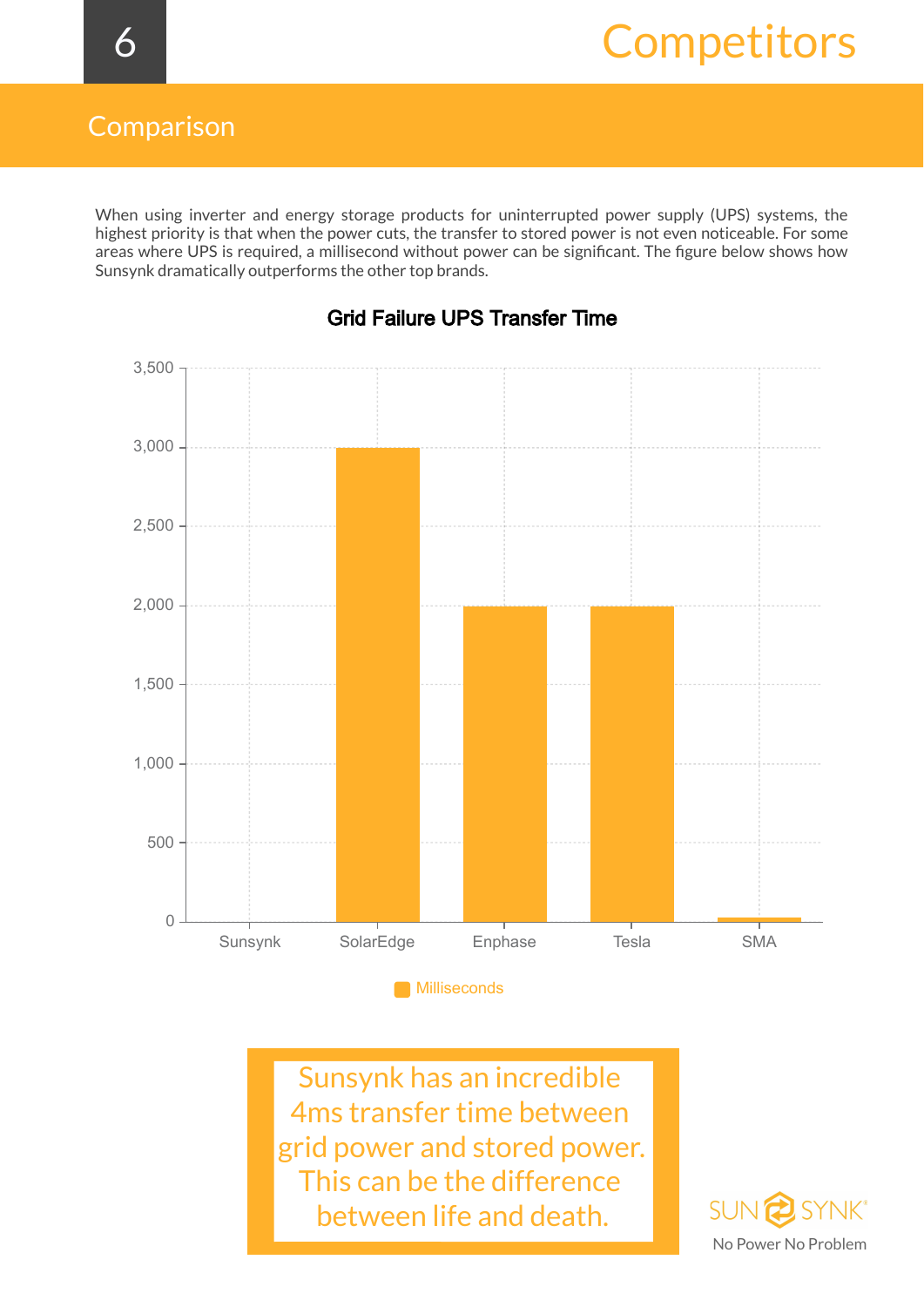# Competitors

## Comparison

When using inverter and energy storage products for uninterrupted power supply (UPS) systems, the highest priority is that when the power cuts, the transfer to stored power is not even noticeable. For some areas where UPS is required, a millisecond without power can be significant. The figure below shows how Sunsynk dramatically outperforms the other top brands.

**Grid Failure UPS Transfer Time**

| Brand | Milliseconds |
|---|---|
| Sunsynk | ~4 |
| SolarEdge | ~3,000 |
| Enphase | ~2,000 |
| Tesla | ~2,000 |
| SMA | ~20 |

Sunsynk has an incredible 4ms transfer time between grid power and stored power. This can be the difference between life and death.

SUNSYNK
No Power No Problem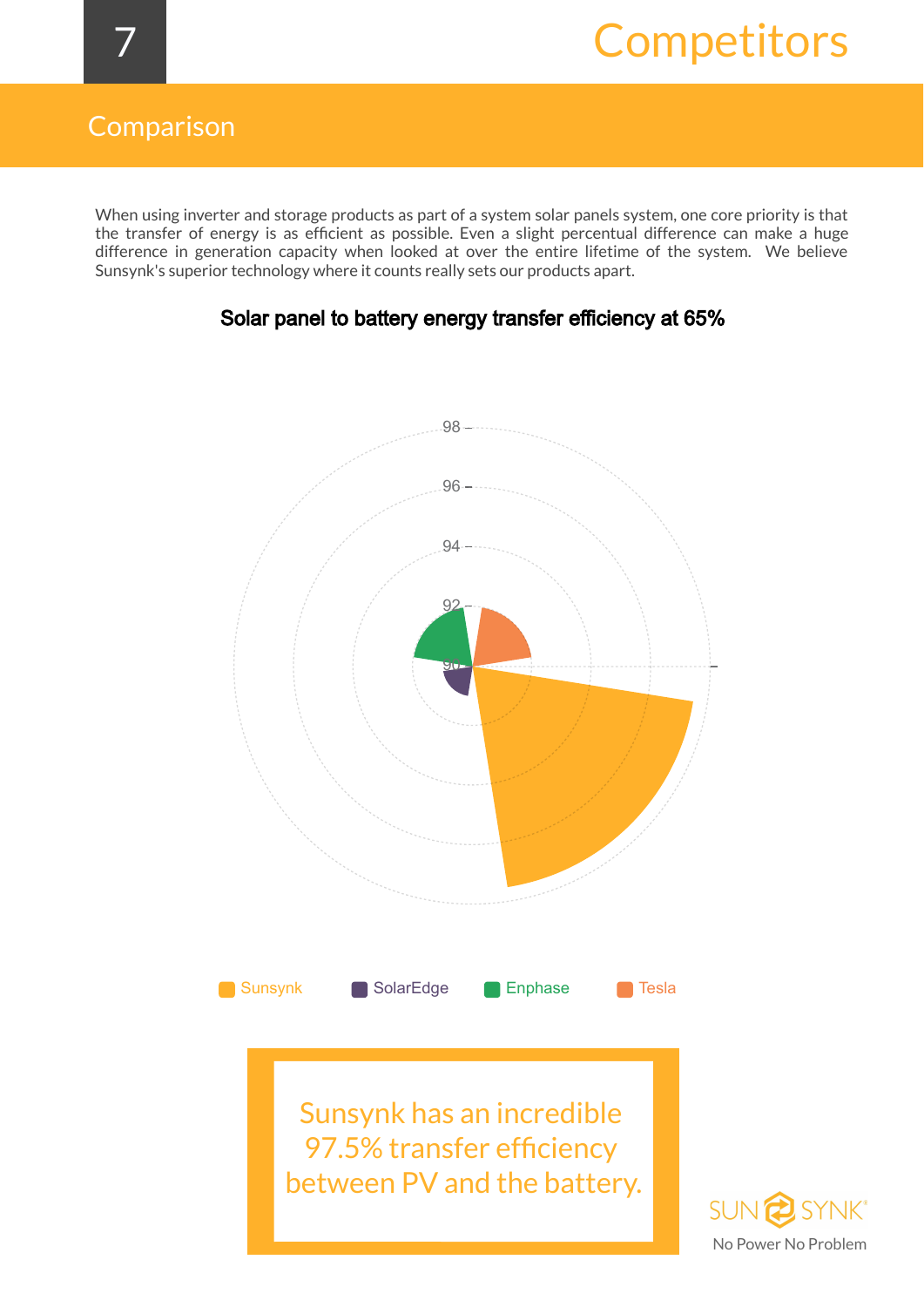# Competitors

## Comparison

When using inverter and storage products as part of a system solar panels system, one core priority is that the transfer of energy is as efficient as possible. Even a slight percentual difference can make a huge difference in generation capacity when looked at over the entire lifetime of the system. We believe Sunsynk's superior technology where it counts really sets our products apart.

**Solar panel to battery energy transfer efficiency at 65%**

98
96
94
92
90

Sunsynk   SolarEdge   Enphase   Tesla

Sunsynk has an incredible 97.5% transfer efficiency between PV and the battery.

SUNSYNK
No Power No Problem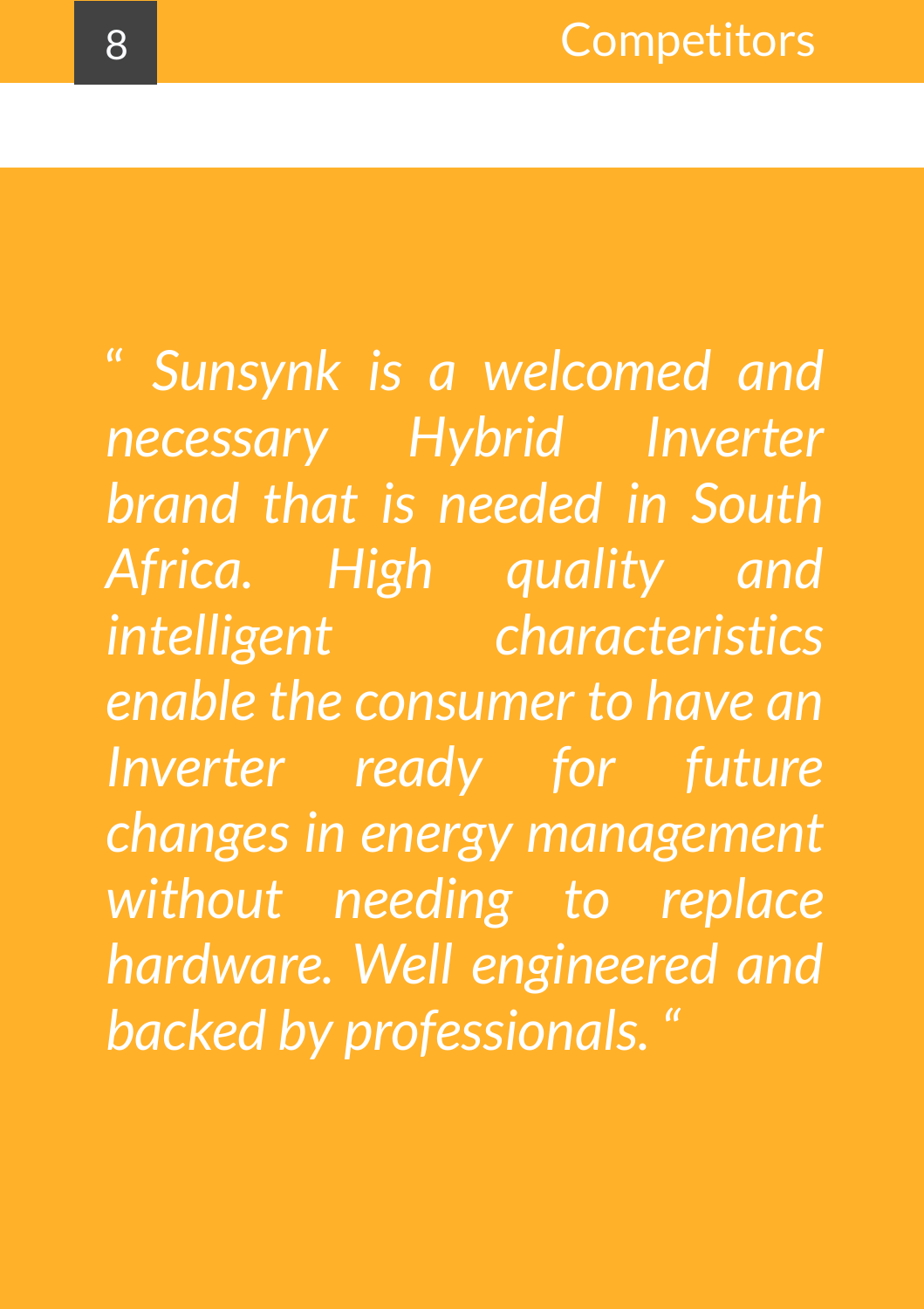*" Sunsynk is a welcomed and necessary Hybrid Inverter brand that is needed in South Africa. High quality and intelligent characteristics enable the consumer to have an Inverter ready for future changes in energy management without needing to replace hardware. Well engineered and backed by professionals. "*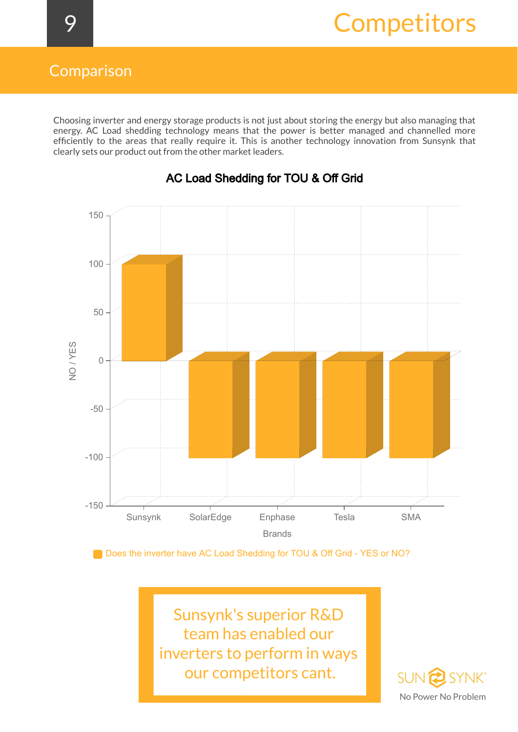# Competitors

## Comparison

Choosing inverter and energy storage products is not just about storing the energy but also managing that energy. AC Load shedding technology means that the power is better managed and channelled more efficiently to the areas that really require it. This is another technology innovation from Sunsynk that clearly sets our product out from the other market leaders.

### AC Load Shedding for TOU & Off Grid

| Brands | NO / YES |
|---|---|
| Sunsynk | 100 |
| SolarEdge | -100 |
| Enphase | -100 |
| Tesla | -100 |
| SMA | -100 |

Does the inverter have AC Load Shedding for TOU & Off Grid - YES or NO?

Sunsynk's superior R&D team has enabled our inverters to perform in ways our competitors cant.

SUNSYNK
No Power No Problem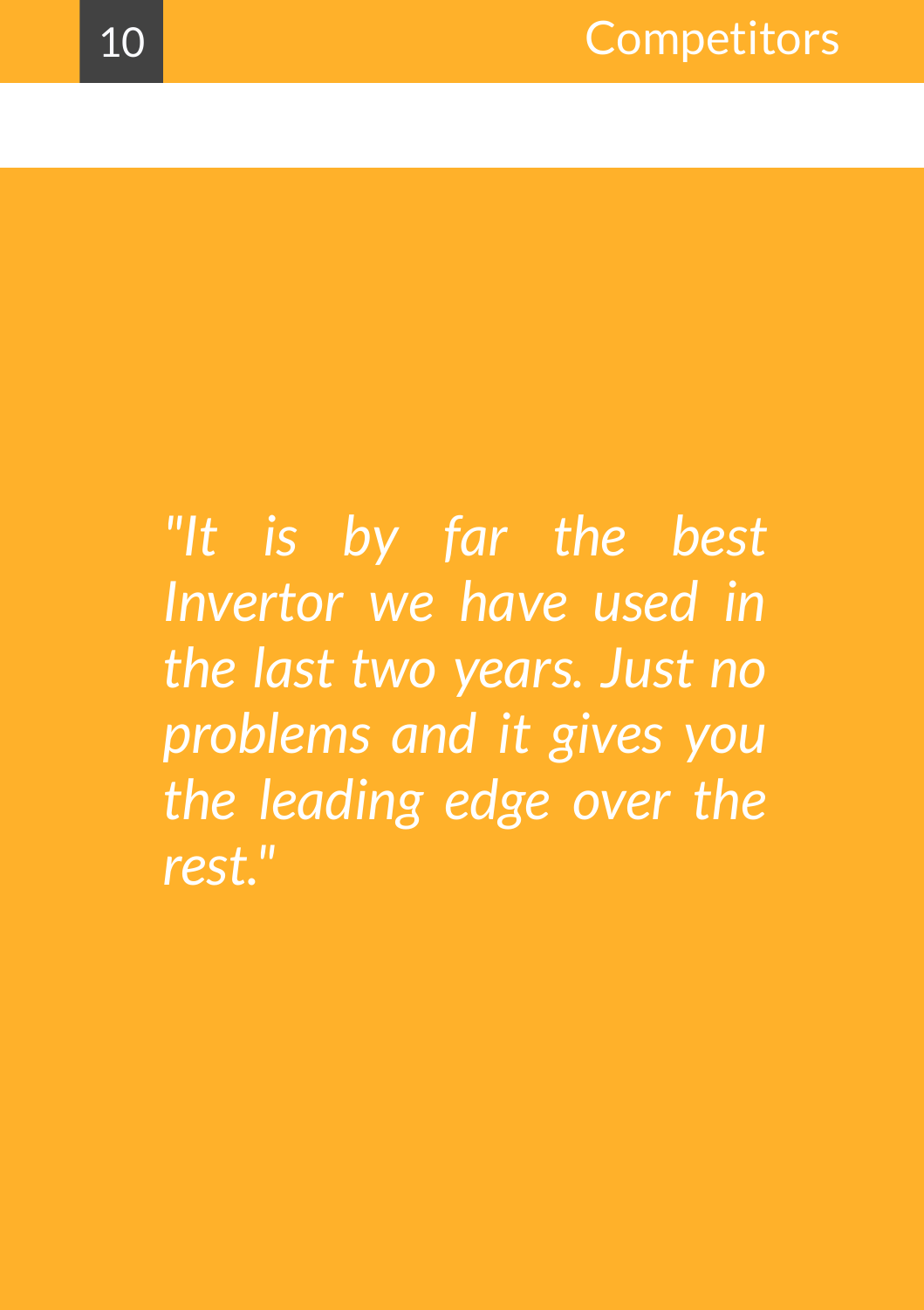*"It is by far the best Invertor we have used in the last two years. Just no problems and it gives you the leading edge over the rest."*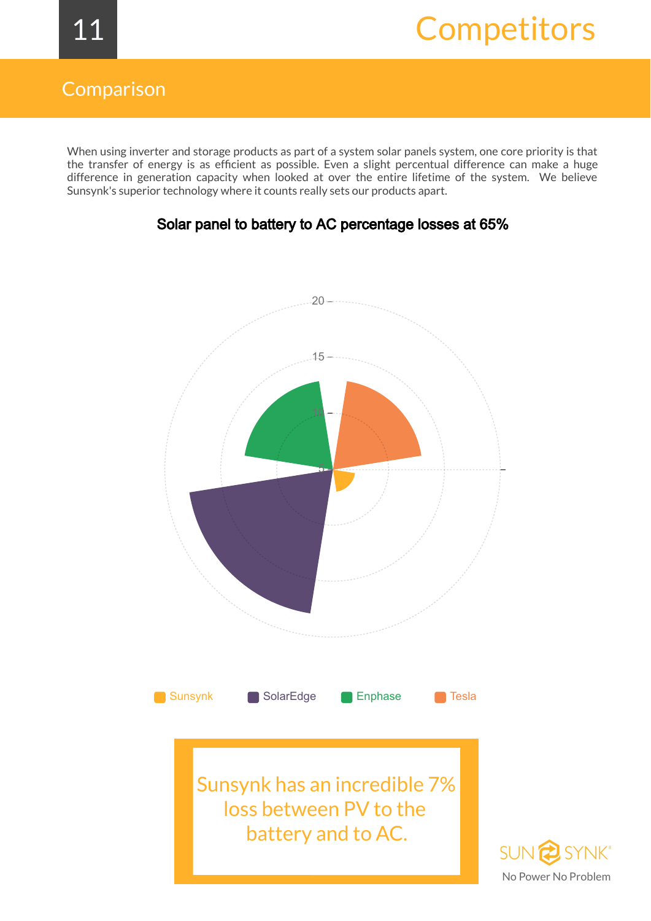# Competitors

## Comparison

When using inverter and storage products as part of a system solar panels system, one core priority is that the transfer of energy is as efficient as possible. Even a slight percentual difference can make a huge difference in generation capacity when looked at over the entire lifetime of the system. We believe Sunsynk's superior technology where it counts really sets our products apart.

**Solar panel to battery to AC percentage losses at 65%**

20
15
10
5

Sunsynk SolarEdge Enphase Tesla

Sunsynk has an incredible 7% loss between PV to the battery and to AC.

SUNSYNK
No Power No Problem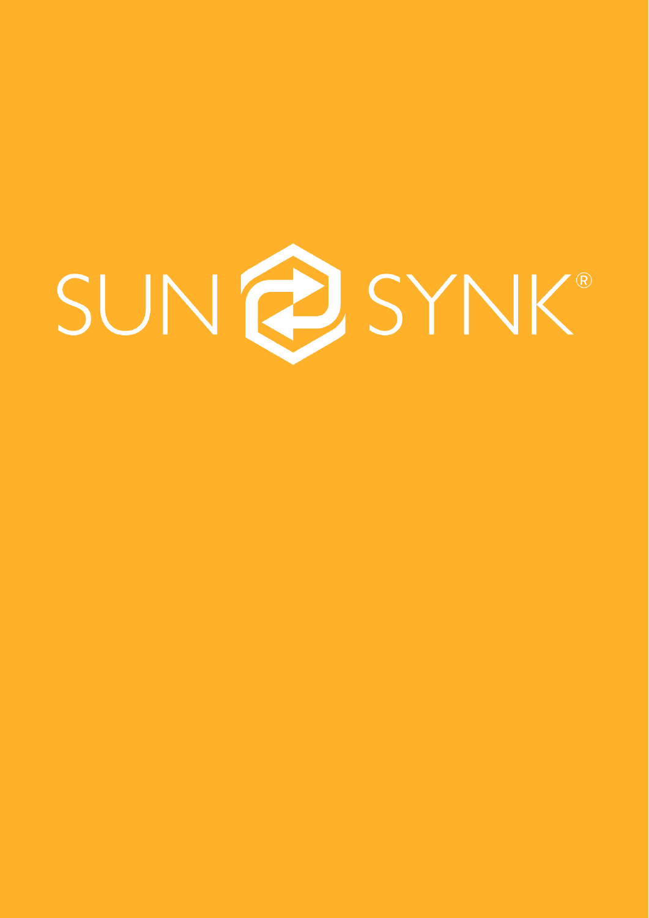SUN SYNK®